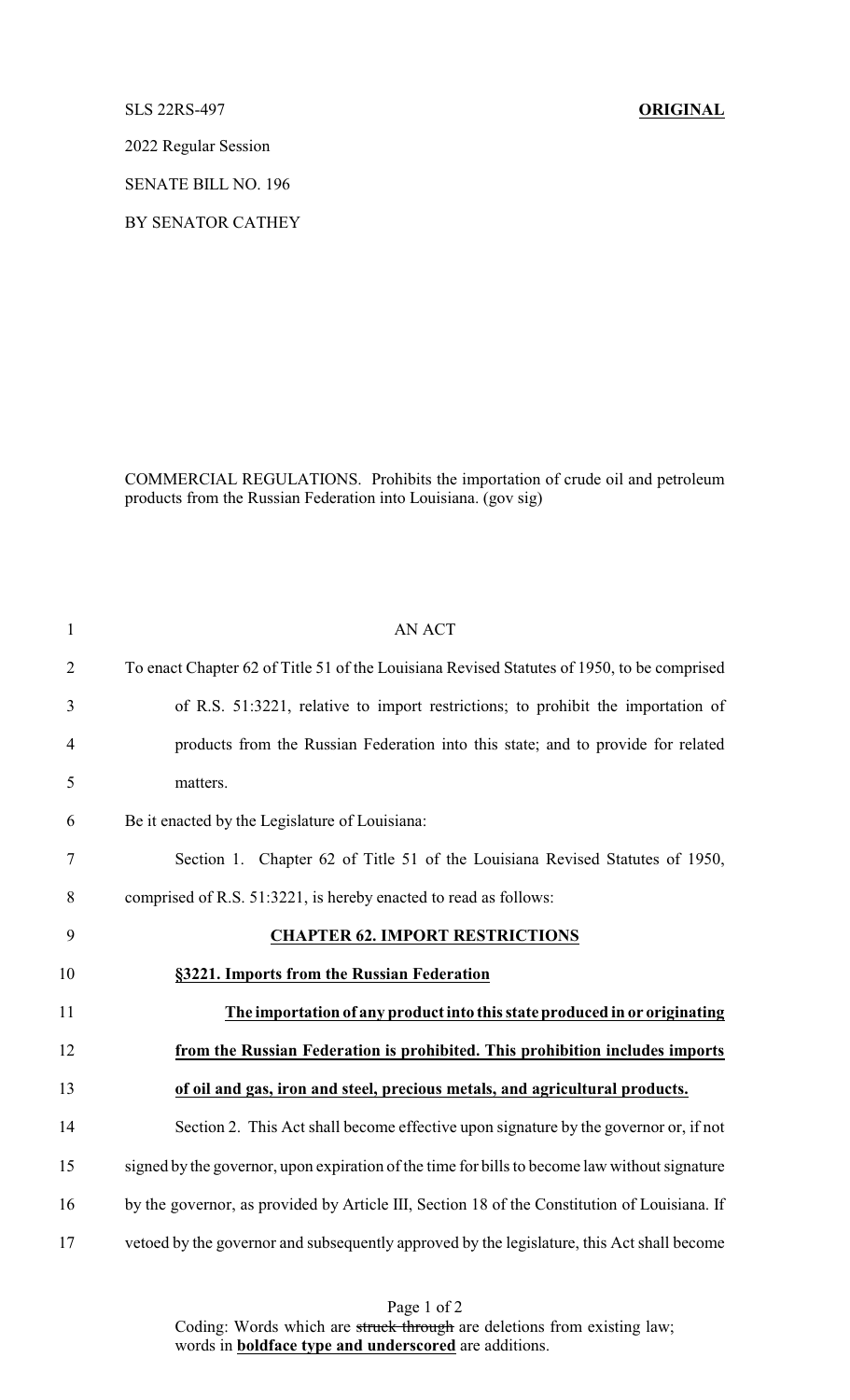SLS 22RS-497 **ORIGINAL**

2022 Regular Session

SENATE BILL NO. 196

BY SENATOR CATHEY

COMMERCIAL REGULATIONS. Prohibits the importation of crude oil and petroleum products from the Russian Federation into Louisiana. (gov sig)

1 AN ACT

2 To enact Chapter 62 of Title 51 of the Louisiana Revised Statutes of 1950, to be comprised

3 of R.S. 51:3221, relative to import restrictions; to prohibit the importation of

4 products from the Russian Federation into this state; and to provide for related

5 matters.

6 Be it enacted by the Legislature of Louisiana:

7 Section 1. Chapter 62 of Title 51 of the Louisiana Revised Statutes of 1950,

8 comprised of R.S. 51:3221, is hereby enacted to read as follows:

9 **CHAPTER 62. IMPORT RESTRICTIONS**

10 **§3221. Imports from the Russian Federation**

11 **The importation of any product into this state produced in or originating**

12 **from the Russian Federation is prohibited. This prohibition includes imports**

13 **of oil and gas, iron and steel, precious metals, and agricultural products.**

14 Section 2. This Act shall become effective upon signature by the governor or, if not

15 signed by the governor, upon expiration of the time for bills to become law without signature

16 by the governor, as provided by Article III, Section 18 of the Constitution of Louisiana. If

17 vetoed by the governor and subsequently approved by the legislature, this Act shall become

Coding: Words which are ~~struck through~~ are deletions from existing law; words in **boldface type and underscored** are additions.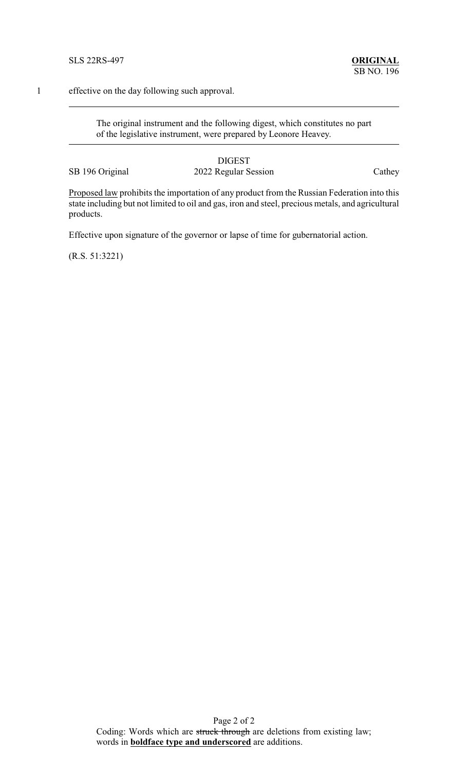1 effective on the day following such approval.

---

The original instrument and the following digest, which constitutes no part of the legislative instrument, were prepared by Leonore Heavey.

---

DIGEST

SB 196 Original 2022 Regular Session Cathey

Proposed law prohibits the importation of any product from the Russian Federation into this state including but not limited to oil and gas, iron and steel, precious metals, and agricultural products.

Effective upon signature of the governor or lapse of time for gubernatorial action.

(R.S. 51:3221)

Coding: Words which are ~~struck through~~ are deletions from existing law; words in **boldface type and underscored** are additions.